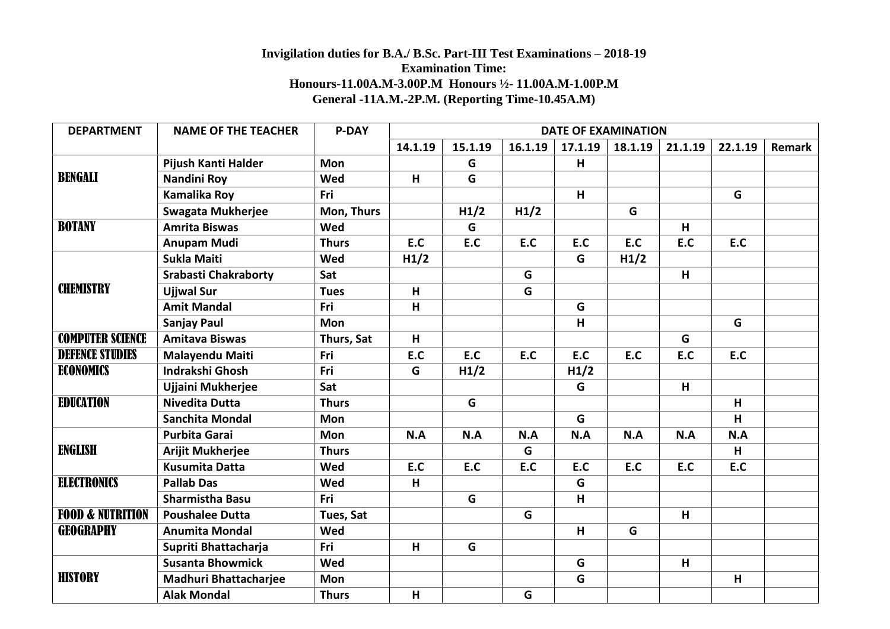**Invigilation duties for B.A./ B.Sc. Part-III Test Examinations – 2018-19**
**Examination Time:**
**Honours-11.00A.M-3.00P.M Honours ½- 11.00A.M-1.00P.M**
**General -11A.M.-2P.M. (Reporting Time-10.45A.M)**

| DEPARTMENT | NAME OF THE TEACHER | P-DAY | DATE OF EXAMINATION | | | | | | | |
|---|---|---|---|---|---|---|---|---|---|---|
| | | | 14.1.19 | 15.1.19 | 16.1.19 | 17.1.19 | 18.1.19 | 21.1.19 | 22.1.19 | Remark |
| BENGALI | Pijush Kanti Halder | Mon | | G | | H | | | | |
| | Nandini Roy | Wed | H | G | | | | | | |
| | Kamalika Roy | Fri | | | | H | | | G | |
| | Swagata Mukherjee | Mon, Thurs | | H1/2 | H1/2 | | G | | | |
| BOTANY | Amrita Biswas | Wed | | G | | | | H | | |
| | Anupam Mudi | Thurs | E.C | E.C | E.C | E.C | E.C | E.C | E.C | |
| CHEMISTRY | Sukla Maiti | Wed | H1/2 | | | G | H1/2 | | | |
| | Srabasti Chakraborty | Sat | | | G | | | H | | |
| | Ujjwal Sur | Tues | H | | G | | | | | |
| | Amit Mandal | Fri | H | | | G | | | | |
| | Sanjay Paul | Mon | | | | H | | | G | |
| COMPUTER SCIENCE | Amitava Biswas | Thurs, Sat | H | | | | | G | | |
| DEFENCE STUDIES | Malayendu Maiti | Fri | E.C | E.C | E.C | E.C | E.C | E.C | E.C | |
| ECONOMICS | Indrakshi Ghosh | Fri | G | H1/2 | | H1/2 | | | | |
| | Ujjaini Mukherjee | Sat | | | | G | | H | | |
| EDUCATION | Nivedita Dutta | Thurs | | G | | | | | H | |
| | Sanchita Mondal | Mon | | | | G | | | H | |
| ENGLISH | Purbita Garai | Mon | N.A | N.A | N.A | N.A | N.A | N.A | N.A | |
| | Arijit Mukherjee | Thurs | | | G | | | | H | |
| | Kusumita Datta | Wed | E.C | E.C | E.C | E.C | E.C | E.C | E.C | |
| ELECTRONICS | Pallab Das | Wed | H | | | G | | | | |
| | Sharmistha Basu | Fri | | G | | H | | | | |
| FOOD & NUTRITION | Poushalee Dutta | Tues, Sat | | | G | | | H | | |
| GEOGRAPHY | Anumita Mondal | Wed | | | | H | G | | | |
| | Supriti Bhattacharja | Fri | H | G | | | | | | |
| HISTORY | Susanta Bhowmick | Wed | | | | G | | H | | |
| | Madhuri Bhattacharjee | Mon | | | | G | | | H | |
| | Alak Mondal | Thurs | H | | G | | | | | |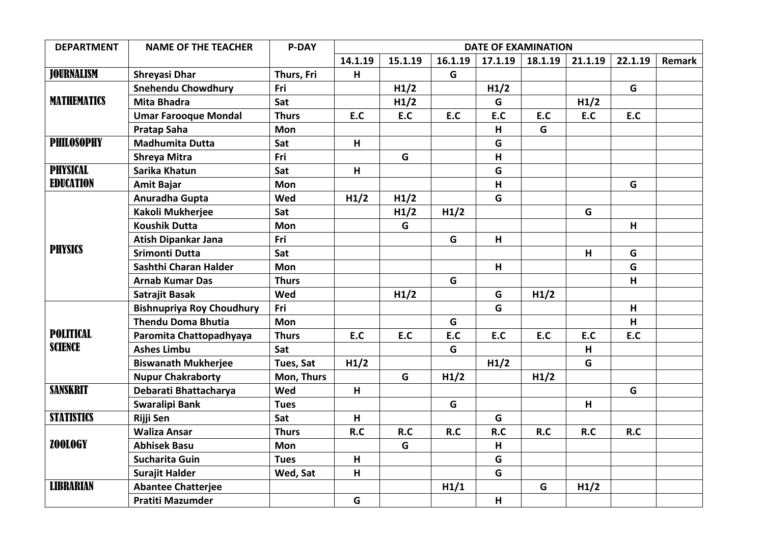| DEPARTMENT | NAME OF THE TEACHER | P-DAY | DATE OF EXAMINATION | | | | | | | |
|---|---|---|---|---|---|---|---|---|---|---|
| | | | 14.1.19 | 15.1.19 | 16.1.19 | 17.1.19 | 18.1.19 | 21.1.19 | 22.1.19 | Remark |
| JOURNALISM | Shreyasi Dhar | Thurs, Fri | H | | G | | | | | |
| MATHEMATICS | Snehendu Chowdhury | Fri | | H1/2 | | H1/2 | | | G | |
| | Mita Bhadra | Sat | | H1/2 | | G | | H1/2 | | |
| | Umar Farooque Mondal | Thurs | E.C | E.C | E.C | E.C | E.C | E.C | E.C | |
| | Pratap Saha | Mon | | | | H | G | | | |
| PHILOSOPHY | Madhumita Dutta | Sat | H | | | G | | | | |
| | Shreya Mitra | Fri | | G | | H | | | | |
| PHYSICAL EDUCATION | Sarika Khatun | Sat | H | | | G | | | | |
| | Amit Bajar | Mon | | | | H | | | G | |
| PHYSICS | Anuradha Gupta | Wed | H1/2 | H1/2 | | G | | | | |
| | Kakoli Mukherjee | Sat | | H1/2 | H1/2 | | | G | | |
| | Koushik Dutta | Mon | | G | | | | | H | |
| | Atish Dipankar Jana | Fri | | | G | H | | | | |
| | Srimonti Dutta | Sat | | | | | | H | G | |
| | Sashthi Charan Halder | Mon | | | | H | | | G | |
| | Arnab Kumar Das | Thurs | | | G | | | | H | |
| | Satrajit Basak | Wed | | H1/2 | | G | H1/2 | | | |
| POLITICAL SCIENCE | Bishnupriya Roy Choudhury | Fri | | | | G | | | H | |
| | Thendu Doma Bhutia | Mon | | | G | | | | H | |
| | Paromita Chattopadhyaya | Thurs | E.C | E.C | E.C | E.C | E.C | E.C | E.C | |
| | Ashes Limbu | Sat | | | G | | | H | | |
| | Biswanath Mukherjee | Tues, Sat | H1/2 | | | H1/2 | | G | | |
| | Nupur Chakraborty | Mon, Thurs | | G | H1/2 | | H1/2 | | | |
| SANSKRIT | Debarati Bhattacharya | Wed | H | | | | | | G | |
| | Swaralipi Bank | Tues | | | G | | | H | | |
| STATISTICS | Rijji Sen | Sat | H | | | G | | | | |
| ZOOLOGY | Waliza Ansar | Thurs | R.C | R.C | R.C | R.C | R.C | R.C | R.C | |
| | Abhisek Basu | Mon | | G | | H | | | | |
| | Sucharita Guin | Tues | H | | | G | | | | |
| | Surajit Halder | Wed, Sat | H | | | G | | | | |
| LIBRARIAN | Abantee Chatterjee | | | | H1/1 | | G | H1/2 | | |
| | Pratiti Mazumder | | G | | | H | | | | |